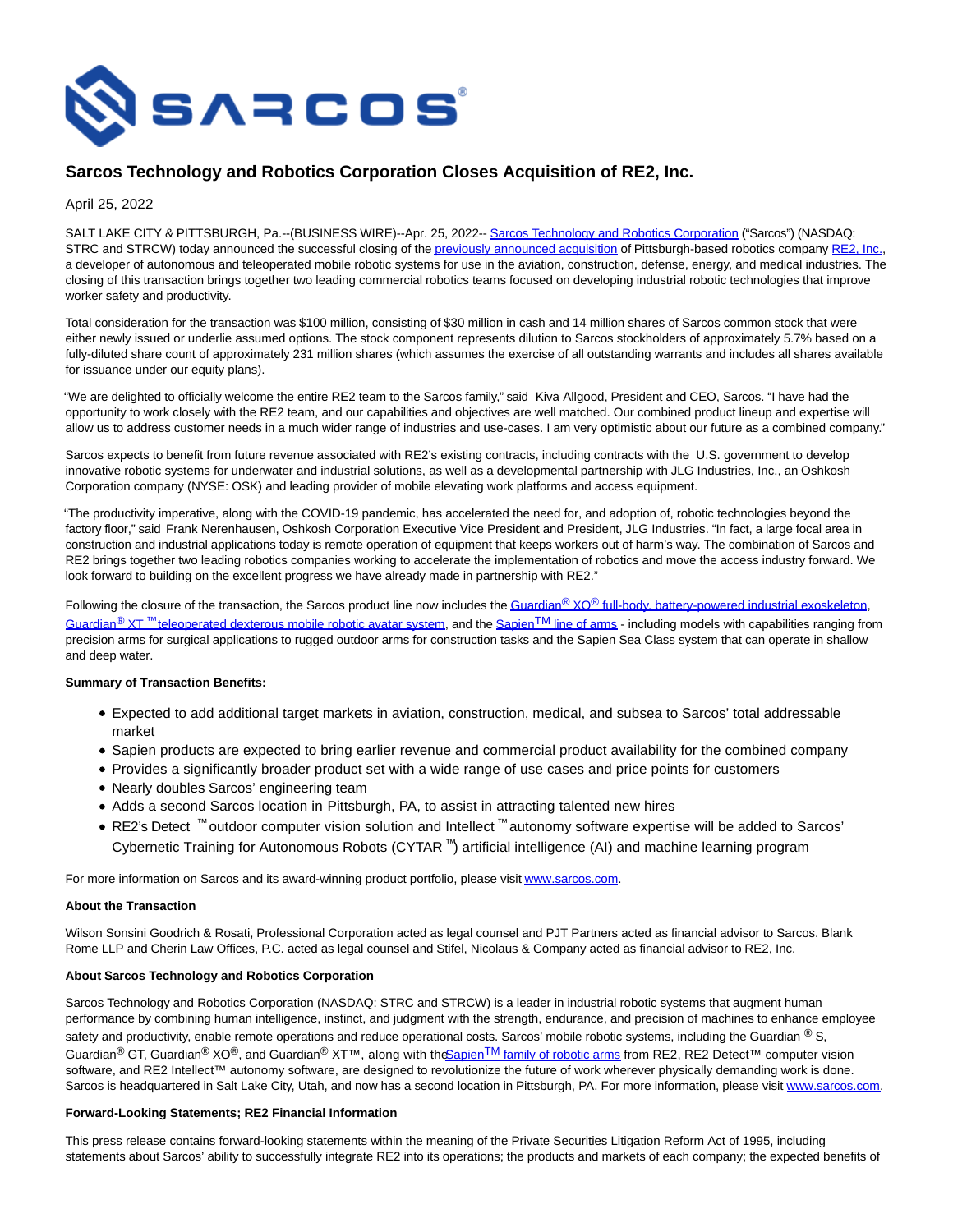# Sarcos Technology and Robotics Corporation Closes Acquisition of RE2, Inc.

April 25, 2022

SALT LAKE CITY & PITTSBURGH, Pa.--(BUSINESS WIRE)--Apr. 25, 2022-- Sarcos Technology and Robotics Corporation ("Sarcos") (NASDAQ: STRC and STRCW) today announced the successful closing of the previously announced acquisition of Pittsburgh-based robotics company RE2, Inc., a developer of autonomous and teleoperated mobile robotic systems for use in the aviation, construction, defense, energy, and medical industries. The closing of this transaction brings together two leading commercial robotics teams focused on developing industrial robotic technologies that improve worker safety and productivity.

Total consideration for the transaction was $100 million, consisting of $30 million in cash and 14 million shares of Sarcos common stock that were either newly issued or underlie assumed options. The stock component represents dilution to Sarcos stockholders of approximately 5.7% based on a fully-diluted share count of approximately 231 million shares (which assumes the exercise of all outstanding warrants and includes all shares available for issuance under our equity plans).

"We are delighted to officially welcome the entire RE2 team to the Sarcos family," said Kiva Allgood, President and CEO, Sarcos. "I have had the opportunity to work closely with the RE2 team, and our capabilities and objectives are well matched. Our combined product lineup and expertise will allow us to address customer needs in a much wider range of industries and use-cases. I am very optimistic about our future as a combined company."

Sarcos expects to benefit from future revenue associated with RE2's existing contracts, including contracts with the U.S. government to develop innovative robotic systems for underwater and industrial solutions, as well as a developmental partnership with JLG Industries, Inc., an Oshkosh Corporation company (NYSE: OSK) and leading provider of mobile elevating work platforms and access equipment.

"The productivity imperative, along with the COVID-19 pandemic, has accelerated the need for, and adoption of, robotic technologies beyond the factory floor," said Frank Nerenhausen, Oshkosh Corporation Executive Vice President and President, JLG Industries. "In fact, a large focal area in construction and industrial applications today is remote operation of equipment that keeps workers out of harm's way. The combination of Sarcos and RE2 brings together two leading robotics companies working to accelerate the implementation of robotics and move the access industry forward. We look forward to building on the excellent progress we have already made in partnership with RE2."

Following the closure of the transaction, the Sarcos product line now includes the Guardian® XO® full-body, battery-powered industrial exoskeleton, Guardian® XT ™ teleoperated dexterous mobile robotic avatar system, and the Sapien™ line of arms - including models with capabilities ranging from precision arms for surgical applications to rugged outdoor arms for construction tasks and the Sapien Sea Class system that can operate in shallow and deep water.

**Summary of Transaction Benefits:**

- Expected to add additional target markets in aviation, construction, medical, and subsea to Sarcos' total addressable market
- Sapien products are expected to bring earlier revenue and commercial product availability for the combined company
- Provides a significantly broader product set with a wide range of use cases and price points for customers
- Nearly doubles Sarcos' engineering team
- Adds a second Sarcos location in Pittsburgh, PA, to assist in attracting talented new hires
- RE2's Detect ™ outdoor computer vision solution and Intellect ™ autonomy software expertise will be added to Sarcos' Cybernetic Training for Autonomous Robots (CYTAR ™) artificial intelligence (AI) and machine learning program

For more information on Sarcos and its award-winning product portfolio, please visit www.sarcos.com.

**About the Transaction**

Wilson Sonsini Goodrich & Rosati, Professional Corporation acted as legal counsel and PJT Partners acted as financial advisor to Sarcos. Blank Rome LLP and Cherin Law Offices, P.C. acted as legal counsel and Stifel, Nicolaus & Company acted as financial advisor to RE2, Inc.

**About Sarcos Technology and Robotics Corporation**

Sarcos Technology and Robotics Corporation (NASDAQ: STRC and STRCW) is a leader in industrial robotic systems that augment human performance by combining human intelligence, instinct, and judgment with the strength, endurance, and precision of machines to enhance employee safety and productivity, enable remote operations and reduce operational costs. Sarcos' mobile robotic systems, including the Guardian ® S, Guardian® GT, Guardian® XO®, and Guardian® XT™, along with the Sapien™ family of robotic arms from RE2, RE2 Detect™ computer vision software, and RE2 Intellect™ autonomy software, are designed to revolutionize the future of work wherever physically demanding work is done. Sarcos is headquartered in Salt Lake City, Utah, and now has a second location in Pittsburgh, PA. For more information, please visit www.sarcos.com.

**Forward-Looking Statements; RE2 Financial Information**

This press release contains forward-looking statements within the meaning of the Private Securities Litigation Reform Act of 1995, including statements about Sarcos' ability to successfully integrate RE2 into its operations; the products and markets of each company; the expected benefits of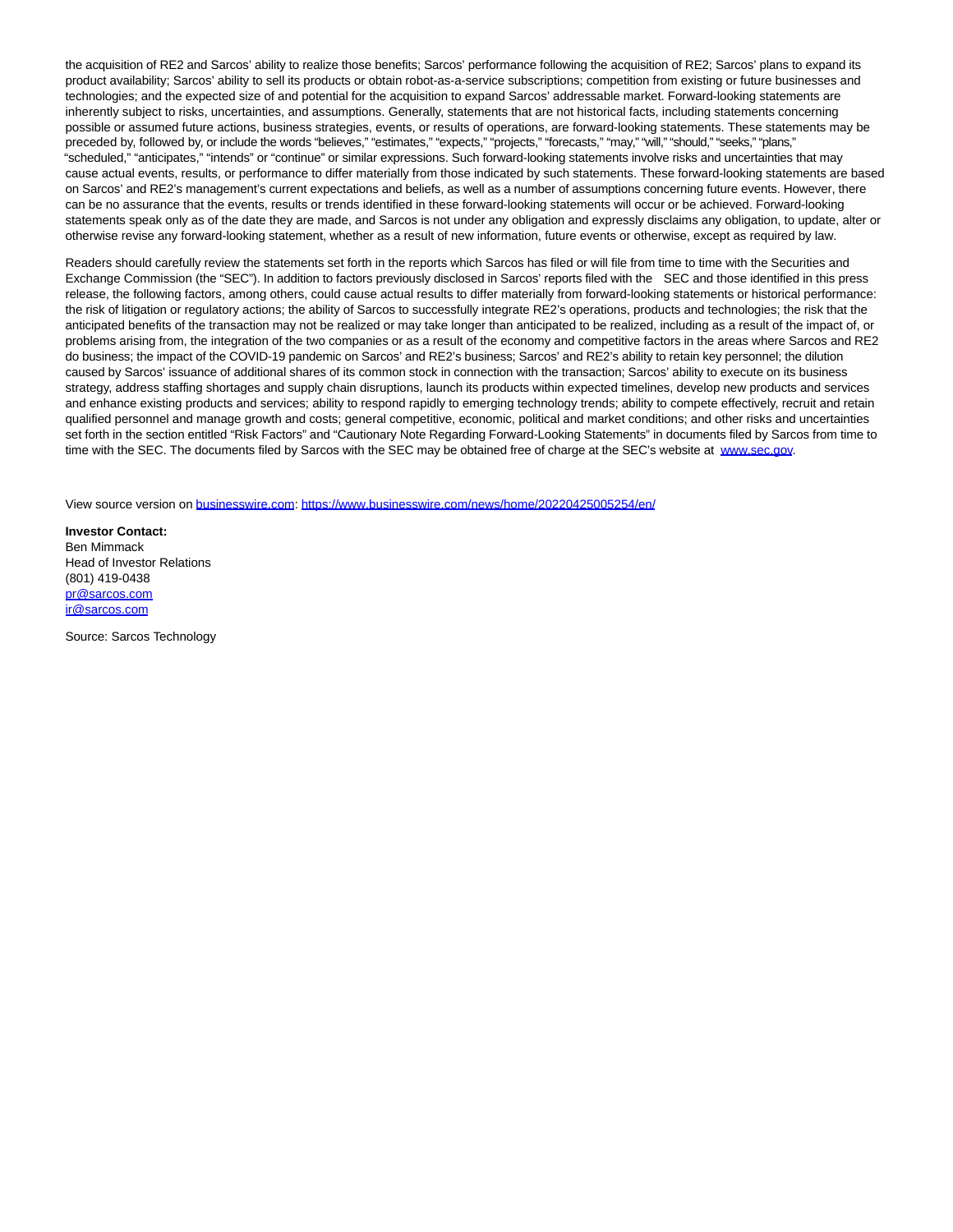the acquisition of RE2 and Sarcos' ability to realize those benefits; Sarcos' performance following the acquisition of RE2; Sarcos' plans to expand its product availability; Sarcos' ability to sell its products or obtain robot-as-a-service subscriptions; competition from existing or future businesses and technologies; and the expected size of and potential for the acquisition to expand Sarcos' addressable market. Forward-looking statements are inherently subject to risks, uncertainties, and assumptions. Generally, statements that are not historical facts, including statements concerning possible or assumed future actions, business strategies, events, or results of operations, are forward-looking statements. These statements may be preceded by, followed by, or include the words "believes," "estimates," "expects," "projects," "forecasts," "may," "will," "should," "seeks," "plans," "scheduled," "anticipates," "intends" or "continue" or similar expressions. Such forward-looking statements involve risks and uncertainties that may cause actual events, results, or performance to differ materially from those indicated by such statements. These forward-looking statements are based on Sarcos' and RE2's management's current expectations and beliefs, as well as a number of assumptions concerning future events. However, there can be no assurance that the events, results or trends identified in these forward-looking statements will occur or be achieved. Forward-looking statements speak only as of the date they are made, and Sarcos is not under any obligation and expressly disclaims any obligation, to update, alter or otherwise revise any forward-looking statement, whether as a result of new information, future events or otherwise, except as required by law.

Readers should carefully review the statements set forth in the reports which Sarcos has filed or will file from time to time with the Securities and Exchange Commission (the "SEC"). In addition to factors previously disclosed in Sarcos' reports filed with the SEC and those identified in this press release, the following factors, among others, could cause actual results to differ materially from forward-looking statements or historical performance: the risk of litigation or regulatory actions; the ability of Sarcos to successfully integrate RE2's operations, products and technologies; the risk that the anticipated benefits of the transaction may not be realized or may take longer than anticipated to be realized, including as a result of the impact of, or problems arising from, the integration of the two companies or as a result of the economy and competitive factors in the areas where Sarcos and RE2 do business; the impact of the COVID-19 pandemic on Sarcos' and RE2's business; Sarcos' and RE2's ability to retain key personnel; the dilution caused by Sarcos' issuance of additional shares of its common stock in connection with the transaction; Sarcos' ability to execute on its business strategy, address staffing shortages and supply chain disruptions, launch its products within expected timelines, develop new products and services and enhance existing products and services; ability to respond rapidly to emerging technology trends; ability to compete effectively, recruit and retain qualified personnel and manage growth and costs; general competitive, economic, political and market conditions; and other risks and uncertainties set forth in the section entitled "Risk Factors" and "Cautionary Note Regarding Forward-Looking Statements" in documents filed by Sarcos from time to time with the SEC. The documents filed by Sarcos with the SEC may be obtained free of charge at the SEC's website at [www.sec.gov](www.sec.gov).

View source version on [businesswire.com](businesswire.com): [https://www.businesswire.com/news/home/20220425005254/en/](https://www.businesswire.com/news/home/20220425005254/en/)

**Investor Contact:**
Ben Mimmack
Head of Investor Relations
(801) 419-0438
[pr@sarcos.com](mailto:pr@sarcos.com)
[ir@sarcos.com](mailto:ir@sarcos.com)

Source: Sarcos Technology